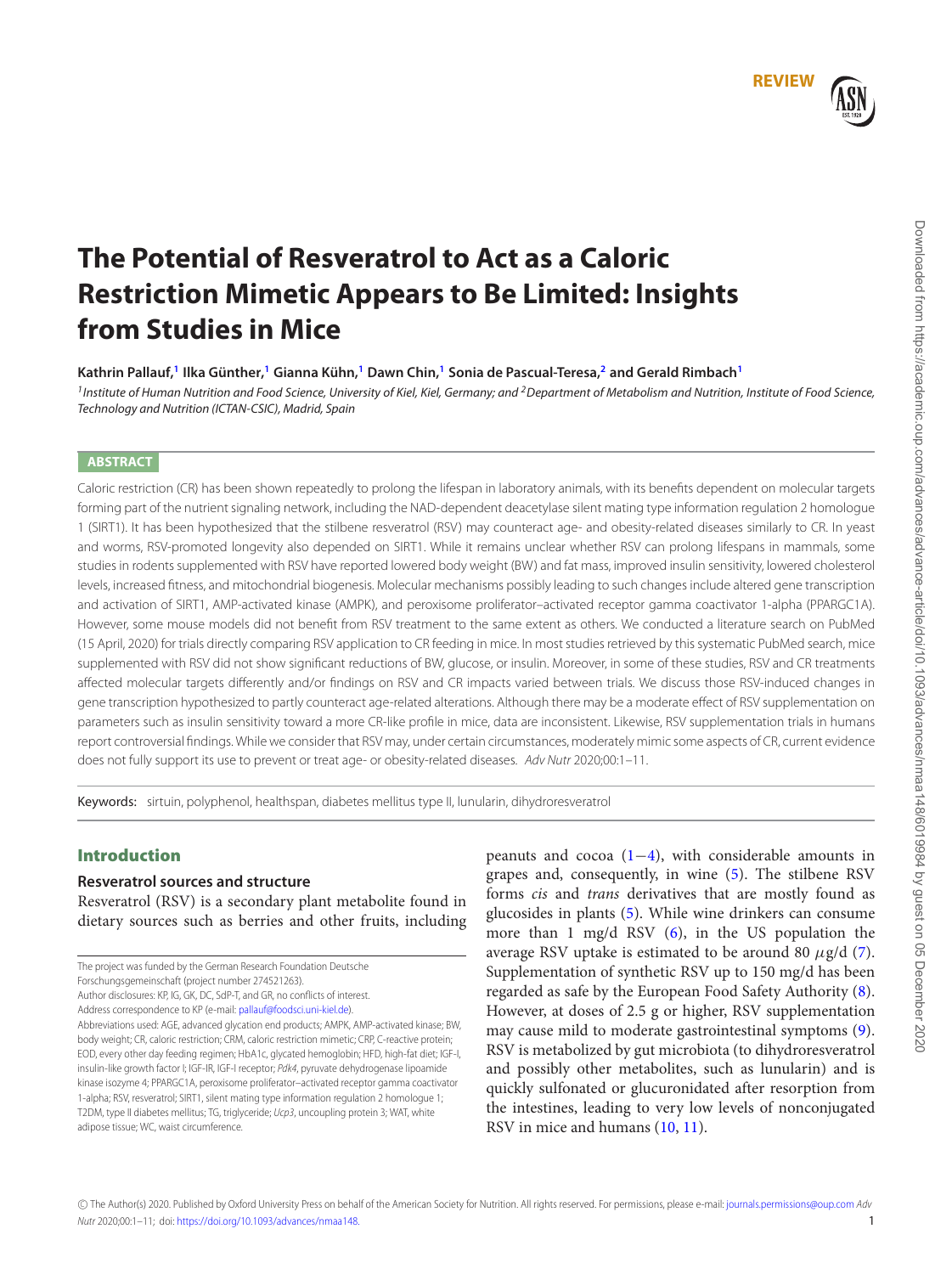REVIEW

# The Potential of Resveratrol to Act as a Caloric Restriction Mimetic Appears to Be Limited: Insights from Studies in Mice

**Kathrin Pallauf,[1] Ilka Günther,[1] Gianna Kühn,[1] Dawn Chin,[1] Sonia de Pascual-Teresa,[2] and Gerald Rimbach[1]**

*[1] Institute of Human Nutrition and Food Science, University of Kiel, Kiel, Germany; and [2] Department of Metabolism and Nutrition, Institute of Food Science, Technology and Nutrition (ICTAN-CSIC), Madrid, Spain*

## ABSTRACT

Caloric restriction (CR) has been shown repeatedly to prolong the lifespan in laboratory animals, with its benefits dependent on molecular targets forming part of the nutrient signaling network, including the NAD-dependent deacetylase silent mating type information regulation 2 homologue 1 (SIRT1). It has been hypothesized that the stilbene resveratrol (RSV) may counteract age- and obesity-related diseases similarly to CR. In yeast and worms, RSV-promoted longevity also depended on SIRT1. While it remains unclear whether RSV can prolong lifespans in mammals, some studies in rodents supplemented with RSV have reported lowered body weight (BW) and fat mass, improved insulin sensitivity, lowered cholesterol levels, increased fitness, and mitochondrial biogenesis. Molecular mechanisms possibly leading to such changes include altered gene transcription and activation of SIRT1, AMP-activated kinase (AMPK), and peroxisome proliferator–activated receptor gamma coactivator 1-alpha (PPARGC1A). However, some mouse models did not benefit from RSV treatment to the same extent as others. We conducted a literature search on PubMed (15 April, 2020) for trials directly comparing RSV application to CR feeding in mice. In most studies retrieved by this systematic PubMed search, mice supplemented with RSV did not show significant reductions of BW, glucose, or insulin. Moreover, in some of these studies, RSV and CR treatments affected molecular targets differently and/or findings on RSV and CR impacts varied between trials. We discuss those RSV-induced changes in gene transcription hypothesized to partly counteract age-related alterations. Although there may be a moderate effect of RSV supplementation on parameters such as insulin sensitivity toward a more CR-like profile in mice, data are inconsistent. Likewise, RSV supplementation trials in humans report controversial findings. While we consider that RSV may, under certain circumstances, moderately mimic some aspects of CR, current evidence does not fully support its use to prevent or treat age- or obesity-related diseases. *Adv Nutr* 2020;00:1–11.

**Keywords:** sirtuin, polyphenol, healthspan, diabetes mellitus type II, lunularin, dihydroresveratrol

## Introduction

### Resveratrol sources and structure

Resveratrol (RSV) is a secondary plant metabolite found in dietary sources such as berries and other fruits, including peanuts and cocoa (1–4), with considerable amounts in grapes and, consequently, in wine (5). The stilbene RSV forms *cis* and *trans* derivatives that are mostly found as glucosides in plants (5). While wine drinkers can consume more than 1 mg/d RSV (6), in the US population the average RSV uptake is estimated to be around 80 $\mu$g/d (7). Supplementation of synthetic RSV up to 150 mg/d has been regarded as safe by the European Food Safety Authority (8). However, at doses of 2.5 g or higher, RSV supplementation may cause mild to moderate gastrointestinal symptoms (9). RSV is metabolized by gut microbiota (to dihydroresveratrol and possibly other metabolites, such as lunularin) and is quickly sulfonated or glucuronidated after resorption from the intestines, leading to very low levels of nonconjugated RSV in mice and humans (10, 11).

The project was funded by the German Research Foundation Deutsche Forschungsgemeinschaft (project number 274521263).

Author disclosures: KP, IG, GK, DC, SdP-T, and GR, no conflicts of interest.

Address correspondence to KP (e-mail: pallauf@foodsci.uni-kiel.de).

Abbreviations used: AGE, advanced glycation end products; AMPK, AMP-activated kinase; BW, body weight; CR, caloric restriction; CRM, caloric restriction mimetic; CRP, C-reactive protein; EOD, every other day feeding regimen; HbA1c, glycated hemoglobin; HFD, high-fat diet; IGF-I, insulin-like growth factor I; IGF-IR, IGF-I receptor; *Pdk4*, pyruvate dehydrogenase lipoamide kinase isozyme 4; PPARGC1A, peroxisome proliferator–activated receptor gamma coactivator 1-alpha; RSV, resveratrol; SIRT1, silent mating type information regulation 2 homologue 1; T2DM, type II diabetes mellitus; TG, triglyceride; *Ucp3*, uncoupling protein 3; WAT, white adipose tissue; WC, waist circumference.

© The Author(s) 2020. Published by Oxford University Press on behalf of the American Society for Nutrition. All rights reserved. For permissions, please e-mail: journals.permissions@oup.com *Adv Nutr* 2020;00:1–11; doi: https://doi.org/10.1093/advances/nmaa148.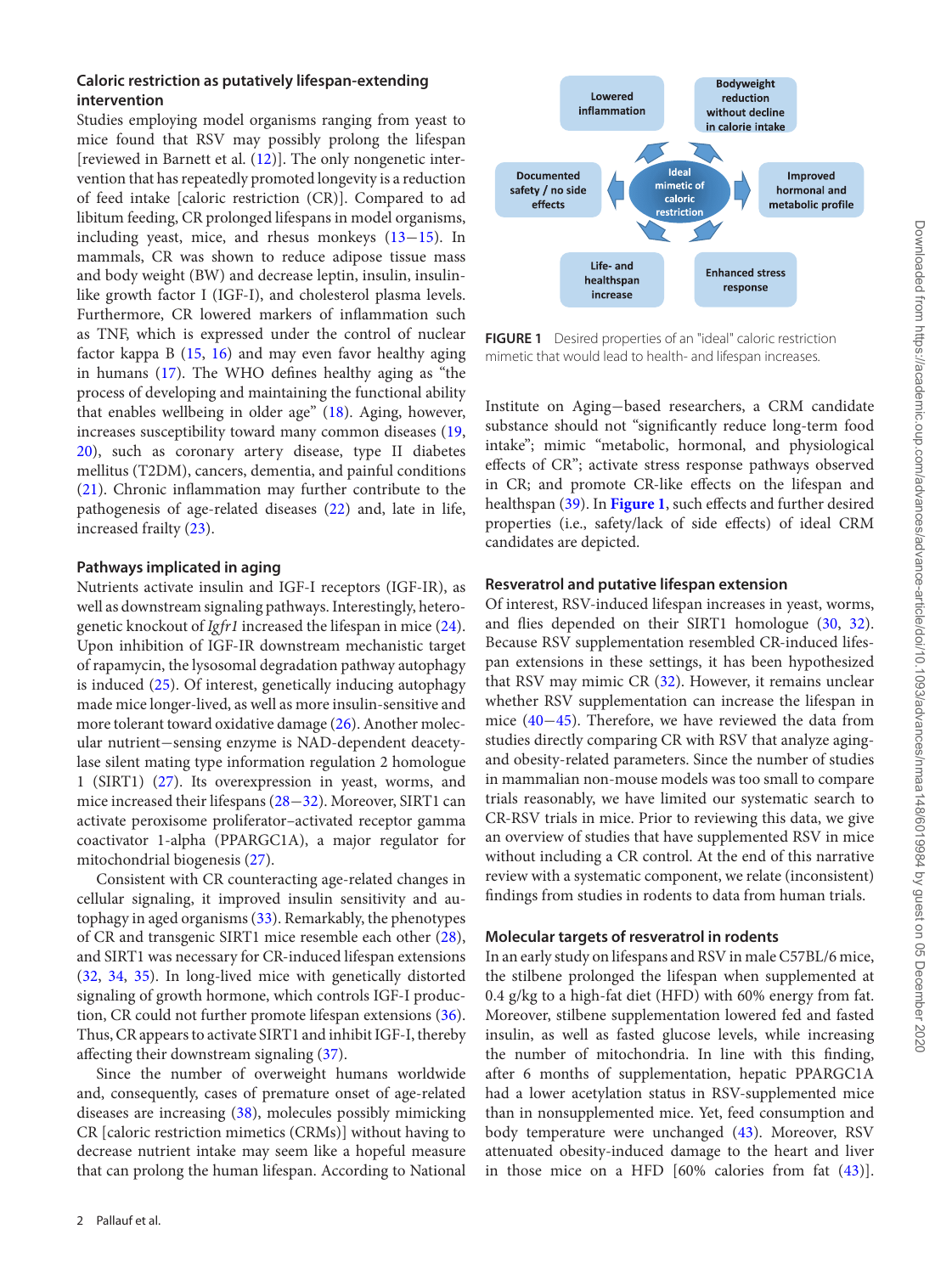### Caloric restriction as putatively lifespan-extending intervention

Studies employing model organisms ranging from yeast to mice found that RSV may possibly prolong the lifespan [reviewed in Barnett et al. (12)]. The only nongenetic intervention that has repeatedly promoted longevity is a reduction of feed intake [caloric restriction (CR)]. Compared to ad libitum feeding, CR prolonged lifespans in model organisms, including yeast, mice, and rhesus monkeys (13−15). In mammals, CR was shown to reduce adipose tissue mass and body weight (BW) and decrease leptin, insulin, insulin-like growth factor I (IGF-I), and cholesterol plasma levels. Furthermore, CR lowered markers of inflammation such as TNF, which is expressed under the control of nuclear factor kappa B (15, 16) and may even favor healthy aging in humans (17). The WHO defines healthy aging as "the process of developing and maintaining the functional ability that enables wellbeing in older age" (18). Aging, however, increases susceptibility toward many common diseases (19, 20), such as coronary artery disease, type II diabetes mellitus (T2DM), cancers, dementia, and painful conditions (21). Chronic inflammation may further contribute to the pathogenesis of age-related diseases (22) and, late in life, increased frailty (23).

### Pathways implicated in aging

Nutrients activate insulin and IGF-I receptors (IGF-IR), as well as downstream signaling pathways. Interestingly, heterogenetic knockout of *Igfr1* increased the lifespan in mice (24). Upon inhibition of IGF-IR downstream mechanistic target of rapamycin, the lysosomal degradation pathway autophagy is induced (25). Of interest, genetically inducing autophagy made mice longer-lived, as well as more insulin-sensitive and more tolerant toward oxidative damage (26). Another molecular nutrient−sensing enzyme is NAD-dependent deacetylase silent mating type information regulation 2 homologue 1 (SIRT1) (27). Its overexpression in yeast, worms, and mice increased their lifespans (28−32). Moreover, SIRT1 can activate peroxisome proliferator–activated receptor gamma coactivator 1-alpha (PPARGC1A), a major regulator for mitochondrial biogenesis (27).

Consistent with CR counteracting age-related changes in cellular signaling, it improved insulin sensitivity and autophagy in aged organisms (33). Remarkably, the phenotypes of CR and transgenic SIRT1 mice resemble each other (28), and SIRT1 was necessary for CR-induced lifespan extensions (32, 34, 35). In long-lived mice with genetically distorted signaling of growth hormone, which controls IGF-I production, CR could not further promote lifespan extensions (36). Thus, CR appears to activate SIRT1 and inhibit IGF-I, thereby affecting their downstream signaling (37).

Since the number of overweight humans worldwide and, consequently, cases of premature onset of age-related diseases are increasing (38), molecules possibly mimicking CR [caloric restriction mimetics (CRMs)] without having to decrease nutrient intake may seem like a hopeful measure that can prolong the human lifespan. According to National Institute on Aging−based researchers, a CRM candidate substance should not "significantly reduce long-term food intake"; mimic "metabolic, hormonal, and physiological effects of CR"; activate stress response pathways observed in CR; and promote CR-like effects on the lifespan and healthspan (39). In **Figure 1**, such effects and further desired properties (i.e., safety/lack of side effects) of ideal CRM candidates are depicted.

**FIGURE 1** Desired properties of an "ideal" caloric restriction mimetic that would lead to health- and lifespan increases.

### Resveratrol and putative lifespan extension

Of interest, RSV-induced lifespan increases in yeast, worms, and flies depended on their SIRT1 homologue (30, 32). Because RSV supplementation resembled CR-induced lifespan extensions in these settings, it has been hypothesized that RSV may mimic CR (32). However, it remains unclear whether RSV supplementation can increase the lifespan in mice (40−45). Therefore, we have reviewed the data from studies directly comparing CR with RSV that analyze aging- and obesity-related parameters. Since the number of studies in mammalian non-mouse models was too small to compare trials reasonably, we have limited our systematic search to CR-RSV trials in mice. Prior to reviewing this data, we give an overview of studies that have supplemented RSV in mice without including a CR control. At the end of this narrative review with a systematic component, we relate (inconsistent) findings from studies in rodents to data from human trials.

### Molecular targets of resveratrol in rodents

In an early study on lifespans and RSV in male C57BL/6 mice, the stilbene prolonged the lifespan when supplemented at 0.4 g/kg to a high-fat diet (HFD) with 60% energy from fat. Moreover, stilbene supplementation lowered fed and fasted insulin, as well as fasted glucose levels, while increasing the number of mitochondria. In line with this finding, after 6 months of supplementation, hepatic PPARGC1A had a lower acetylation status in RSV-supplemented mice than in nonsupplemented mice. Yet, feed consumption and body temperature were unchanged (43). Moreover, RSV attenuated obesity-induced damage to the heart and liver in those mice on a HFD [60% calories from fat (43)].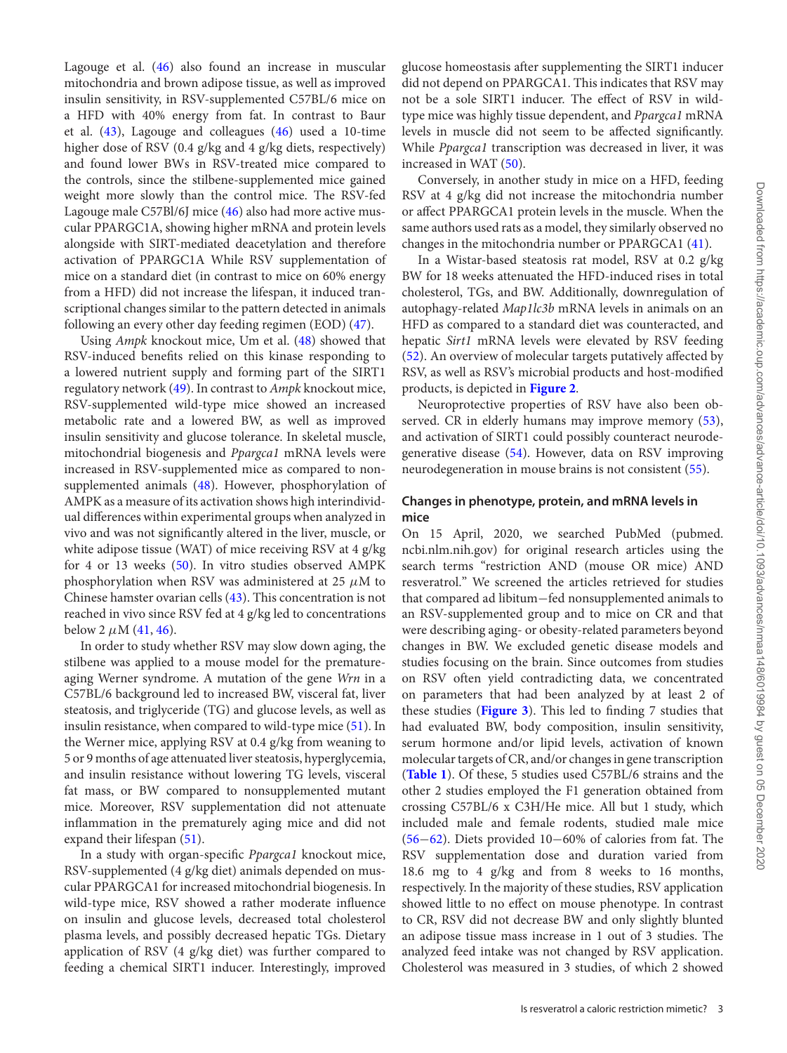Lagouge et al. (46) also found an increase in muscular mitochondria and brown adipose tissue, as well as improved insulin sensitivity, in RSV-supplemented C57BL/6 mice on a HFD with 40% energy from fat. In contrast to Baur et al. (43), Lagouge and colleagues (46) used a 10-time higher dose of RSV (0.4 g/kg and 4 g/kg diets, respectively) and found lower BWs in RSV-treated mice compared to the controls, since the stilbene-supplemented mice gained weight more slowly than the control mice. The RSV-fed Lagouge male C57Bl/6J mice (46) also had more active muscular PPARGC1A, showing higher mRNA and protein levels alongside with SIRT-mediated deacetylation and therefore activation of PPARGC1A While RSV supplementation of mice on a standard diet (in contrast to mice on 60% energy from a HFD) did not increase the lifespan, it induced transcriptional changes similar to the pattern detected in animals following an every other day feeding regimen (EOD) (47).

Using *Ampk* knockout mice, Um et al. (48) showed that RSV-induced benefits relied on this kinase responding to a lowered nutrient supply and forming part of the SIRT1 regulatory network (49). In contrast to *Ampk* knockout mice, RSV-supplemented wild-type mice showed an increased metabolic rate and a lowered BW, as well as improved insulin sensitivity and glucose tolerance. In skeletal muscle, mitochondrial biogenesis and *Ppargca1* mRNA levels were increased in RSV-supplemented mice as compared to nonsupplemented animals (48). However, phosphorylation of AMPK as a measure of its activation shows high interindividual differences within experimental groups when analyzed in vivo and was not significantly altered in the liver, muscle, or white adipose tissue (WAT) of mice receiving RSV at 4 g/kg for 4 or 13 weeks (50). In vitro studies observed AMPK phosphorylation when RSV was administered at 25 $\mu$M to Chinese hamster ovarian cells (43). This concentration is not reached in vivo since RSV fed at 4 g/kg led to concentrations below 2 $\mu$M (41, 46).

In order to study whether RSV may slow down aging, the stilbene was applied to a mouse model for the premature-aging Werner syndrome. A mutation of the gene *Wrn* in a C57BL/6 background led to increased BW, visceral fat, liver steatosis, and triglyceride (TG) and glucose levels, as well as insulin resistance, when compared to wild-type mice (51). In the Werner mice, applying RSV at 0.4 g/kg from weaning to 5 or 9 months of age attenuated liver steatosis, hyperglycemia, and insulin resistance without lowering TG levels, visceral fat mass, or BW compared to nonsupplemented mutant mice. Moreover, RSV supplementation did not attenuate inflammation in the prematurely aging mice and did not expand their lifespan (51).

In a study with organ-specific *Ppargca1* knockout mice, RSV-supplemented (4 g/kg diet) animals depended on muscular PPARGCA1 for increased mitochondrial biogenesis. In wild-type mice, RSV showed a rather moderate influence on insulin and glucose levels, decreased total cholesterol plasma levels, and possibly decreased hepatic TGs. Dietary application of RSV (4 g/kg diet) was further compared to feeding a chemical SIRT1 inducer. Interestingly, improved glucose homeostasis after supplementing the SIRT1 inducer did not depend on PPARGCA1. This indicates that RSV may not be a sole SIRT1 inducer. The effect of RSV in wild-type mice was highly tissue dependent, and *Ppargca1* mRNA levels in muscle did not seem to be affected significantly. While *Ppargca1* transcription was decreased in liver, it was increased in WAT (50).

Conversely, in another study in mice on a HFD, feeding RSV at 4 g/kg did not increase the mitochondria number or affect PPARGCA1 protein levels in the muscle. When the same authors used rats as a model, they similarly observed no changes in the mitochondria number or PPARGCA1 (41).

In a Wistar-based steatosis rat model, RSV at 0.2 g/kg BW for 18 weeks attenuated the HFD-induced rises in total cholesterol, TGs, and BW. Additionally, downregulation of autophagy-related *Map1lc3b* mRNA levels in animals on an HFD as compared to a standard diet was counteracted, and hepatic *Sirt1* mRNA levels were elevated by RSV feeding (52). An overview of molecular targets putatively affected by RSV, as well as RSV's microbial products and host-modified products, is depicted in **Figure 2**.

Neuroprotective properties of RSV have also been observed. CR in elderly humans may improve memory (53), and activation of SIRT1 could possibly counteract neurodegenerative disease (54). However, data on RSV improving neurodegeneration in mouse brains is not consistent (55).

### Changes in phenotype, protein, and mRNA levels in mice

On 15 April, 2020, we searched PubMed (pubmed.ncbi.nlm.nih.gov) for original research articles using the search terms "restriction AND (mouse OR mice) AND resveratrol." We screened the articles retrieved for studies that compared ad libitum−fed nonsupplemented animals to an RSV-supplemented group and to mice on CR and that were describing aging- or obesity-related parameters beyond changes in BW. We excluded genetic disease models and studies focusing on the brain. Since outcomes from studies on RSV often yield contradicting data, we concentrated on parameters that had been analyzed by at least 2 of these studies (**Figure 3**). This led to finding 7 studies that had evaluated BW, body composition, insulin sensitivity, serum hormone and/or lipid levels, activation of known molecular targets of CR, and/or changes in gene transcription (**Table 1**). Of these, 5 studies used C57BL/6 strains and the other 2 studies employed the F1 generation obtained from crossing C57BL/6 x C3H/He mice. All but 1 study, which included male and female rodents, studied male mice (56−62). Diets provided 10−60% of calories from fat. The RSV supplementation dose and duration varied from 18.6 mg to 4 g/kg and from 8 weeks to 16 months, respectively. In the majority of these studies, RSV application showed little to no effect on mouse phenotype. In contrast to CR, RSV did not decrease BW and only slightly blunted an adipose tissue mass increase in 1 out of 3 studies. The analyzed feed intake was not changed by RSV application. Cholesterol was measured in 3 studies, of which 2 showed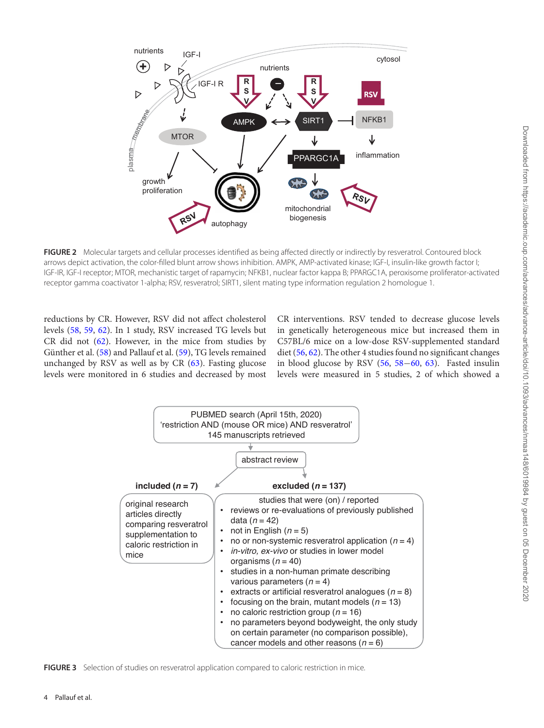**FIGURE 2** Molecular targets and cellular processes identified as being affected directly or indirectly by resveratrol. Contoured block arrows depict activation, the color-filled blunt arrow shows inhibition. AMPK, AMP-activated kinase; IGF-I, insulin-like growth factor I; IGF-IR, IGF-I receptor; MTOR, mechanistic target of rapamycin; NFKB1, nuclear factor kappa B; PPARGC1A, peroxisome proliferator-activated receptor gamma coactivator 1-alpha; RSV, resveratrol; SIRT1, silent mating type information regulation 2 homologue 1.

reductions by CR. However, RSV did not affect cholesterol levels (58, 59, 62). In 1 study, RSV increased TG levels but CR did not (62). However, in the mice from studies by Günther et al. (58) and Pallauf et al. (59), TG levels remained unchanged by RSV as well as by CR (63). Fasting glucose levels were monitored in 6 studies and decreased by most CR interventions. RSV tended to decrease glucose levels in genetically heterogeneous mice but increased them in C57BL/6 mice on a low-dose RSV-supplemented standard diet (56, 62). The other 4 studies found no significant changes in blood glucose by RSV (56, 58–60, 63). Fasted insulin levels were measured in 5 studies, 2 of which showed a

PUBMED search (April 15th, 2020)
'restriction AND (mouse OR mice) AND resveratrol'
145 manuscripts retrieved

abstract review

**included (*n* = 7)**

original research articles directly comparing resveratrol supplementation to caloric restriction in mice

**excluded (*n* = 137)**

studies that were (on) / reported

- reviews or re-evaluations of previously published data (*n* = 42)
- not in English (*n* = 5)
- no or non-systemic resveratrol application (*n* = 4)
- *in-vitro*, *ex-vivo* or studies in lower model organisms (*n* = 40)
- studies in a non-human primate describing various parameters (*n* = 4)
- extracts or artificial resveratrol analogues (*n* = 8)
- focusing on the brain, mutant models (*n* = 13)
- no caloric restriction group (*n* = 16)
- no parameters beyond bodyweight, the only study on certain parameter (no comparison possible), cancer models and other reasons (*n* = 6)

**FIGURE 3** Selection of studies on resveratrol application compared to caloric restriction in mice.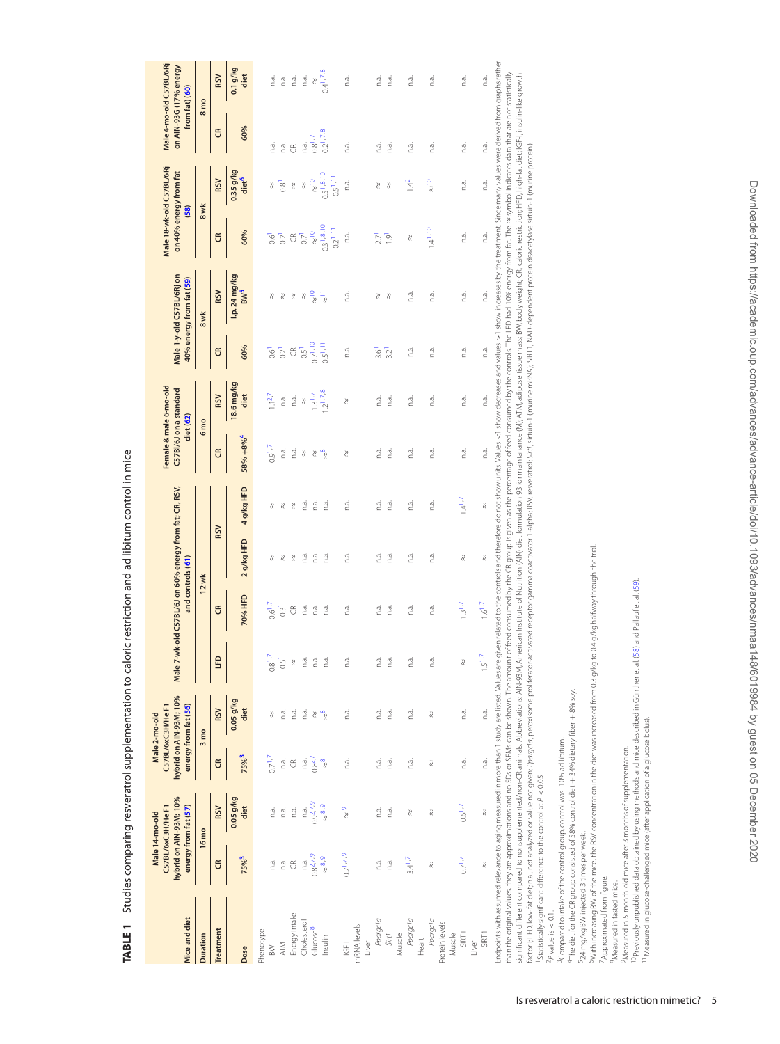**TABLE 1** Studies comparing resveratrol supplementation to caloric restriction and ad libitum control in mice

| Mice and diet | Male 14-mo-old C57BL/6xC3H/He F1 hybrid on AIN-93M; 10% energy from fat (57) | | Male 2-mo-old C57BL/6xC3H/He F1 hybrid on AIN-93M; 10% energy from fat (56) | | Male 7-wk-old C57BL/6J on 60% energy from fat; CR, RSV, and controls (61) | | | | Female & male 6-mo-old C57Bl/6J on a standard diet (62) | | Male 1-y-old C57BL/6Rj on 40% energy from fat (59) | | Male 18-wk-old C57BL/6Rj on 40% energy from fat (58) | | Male 4-mo-old C57BL/6Rj on AIN-93G (17% energy from fat) (60) | |
|---|---|---|---|---|---|---|---|---|---|---|---|---|---|---|---|---|
| Duration | 16 mo | | 3 mo | | 12 wk | | | | 6 mo | | 8 wk | | 8 wk | | 8 mo | |
| Treatment | CR | RSV | CR | RSV | LFD | CR | RSV | | CR | RSV | CR | RSV | CR | RSV | CR | RSV |
| Dose | 75%[3] | 0.05 g/kg diet | 75%[3] | 0.05 g/kg diet | | 70% HFD | 2 g/kg HFD | 4 g/kg HFD | 58% +8%[4] | 18.6 mg/kg diet | 60% | i.p. 24 mg/kg BW[5] | 60% | 0.35 g/kg diet[6] | 60% | 0.1 g/kg diet |
| Phenotype | | | | | | | | | | | | | | | | |
| BW | n.a. | n.a. | 0.7[1,7] | ≈ | 0.8[1,7] | 0.6[1,7] | ≈ | ≈ | 0.9[1,7] | 1.1[2,7] | 0.6[1] | ≈ | 0.6[1] | ≈ | n.a. | n.a. |
| ATM | n.a. | n.a. | n.a. | n.a. | 0.5[1] | 0.3[1] | ≈ | ≈ | n.a. | n.a. | 0.2[1] | ≈ | 0.2[1] | 0.8[1] | n.a. | n.a. |
| Energy intake | CR | n.a. | CR | n.a. | ≈ | CR | ≈ | ≈ | n.a. | n.a. | CR | ≈ | CR | ≈ | CR | n.a. |
| Cholesterol | n.a. | n.a. | n.a. | n.a. | n.a. | n.a. | n.a. | n.a. | ≈ | ≈ | 0.5 | ≈ | 0.7[1] | ≈ | n.a. | n.a. |
| Glucose[8] | 0.8[2,7,9] | 0.9[2,7,9] | 0.8[1,7] | ≈ | n.a. | n.a. | n.a. | n.a. | ≈ | 1.3[1,7] | 0.7[1,10] | ≈[10] | ≈[10] | ≈[10] | 0.8[1,7] | ≈ |
| Insulin | ≈[8,9] | ≈[8,9] | ≈[8] | ≈[8] | n.a. | n.a. | n.a. | n.a. | ≈[8] | 1.2[1,7,8] | 0.5[1,11] | ≈[11] | 0.3[1,8,10] 0.2[1,11] | 0.5[1,8,10] 0.5[1,11] | 0.2[1,7,8] | 0.4[1,7,8] |
| IGF-I | 0.7[1,7,9] | ≈[9] | n.a. | n.a. | n.a. | n.a. | n.a. | n.a. | ≈ | ≈ | n.a. | n.a. | n.a. | n.a. | n.a. | n.a. |
| mRNA levels | | | | | | | | | | | | | | | | |
| Liver | | | | | | | | | | | | | | | | |
| *Ppargc1a* | n.a. | n.a. | n.a. | n.a. | n.a. | n.a. | n.a. | n.a. | n.a. | n.a. | 3.6[1] | ≈ | 2.7[1] | ≈ | n.a. | n.a. |
| *Sirt1* | n.a. | n.a. | n.a. | n.a. | n.a. | n.a. | n.a. | n.a. | n.a. | n.a. | 3.2[1] | ≈ | 1.9[1] | ≈ | n.a. | n.a. |
| Muscle | | | | | | | | | | | | | | | | |
| *Ppargc1a* | 3.4[1,7] | ≈ | n.a. | n.a. | n.a. | n.a. | n.a. | n.a. | n.a. | n.a. | n.a. | n.a. | ≈ | 1.4[2] | n.a. | n.a. |
| Heart | | | | | | | | | | | | | | | | |
| *Ppargc1a* | ≈ | ≈ | ≈ | ≈ | n.a. | n.a. | n.a. | n.a. | n.a. | n.a. | n.a. | n.a. | 1.4[1,10] | ≈[10] | n.a. | n.a. |
| Protein levels | | | | | | | | | | | | | | | | |
| Muscle | | | | | | | | | | | | | | | | |
| SIRT1 | 0.7[1,7] | 0.6[1,7] | n.a. | n.a. | ≈ | 1.3[1,7] | ≈ | 1.4[1,7] | n.a. | n.a. | n.a. | n.a. | n.a. | n.a. | n.a. | n.a. |
| Liver | | | | | | | | | | | | | | | | |
| SIRT1 | ≈ | ≈ | n.a. | n.a. | 1.5[1,7] | 1.6[1,7] | ≈ | ≈ | n.a. | n.a. | n.a. | n.a. | n.a. | n.a. | n.a. | n.a. |

Endpoints with assumed relevance to aging measured in more than 1 study are listed. Values are given related to the controls and therefore do not show units. Values <1 show decreases and values >1 show increases by the treatment. Since many values were derived from graphs rather than the original values, they are approximations and no SDs or SEMs can be shown. The amount of feed consumed by the CR group is given as the percentage of feed consumed by the controls. The LFD had 10% energy from fat. The ≈ symbol indicates data that are not statistically significant different compared to nonsupplemented/non-CR animals. Abbreviations: AIN-93M, American Institute of Nutrition (AIN) diet formulation 93 for maintenance (M); ATM, adipose tissue mass; BW, body weight; CR, caloric restriction; HFD, high-fat diet; IGF-I, insulin-like growth factor I; LFD, low-fat diet; n.a., not analyzed or value not given; *Ppargc1a*, peroxisome proliferator-activated receptor gamma coactivator 1-alpha; RSV, resveratrol; *Sirt1*, sirtuin-1 (murine mRNA); SIRT1, NAD-dependent protein deacetylase sirtuin-1 (murine protein).

[1]Statistically significant difference to the control at $P < 0.05$.
[2]$P$ value is < 0.1.
[3]Compared to intake of the control group, control was ~10% ad libitum.
[4]The diet for the CR group consisted of 58% control diet + 34% dietary fiber + 8% soy.
[5]24 mg/kg BW injected 3 times per week.
[6]With increasing BW of the mice, the RSV concentration in the diet was increased from 0.3 g/kg to 0.4 g/kg halfway through the trial.
[7]Approximated from figure.
[8]Measured in fasted mice.
[9]Measured in 5-month-old mice after 3 months of supplementation.
[10]Previously unpublished data obtained by using methods and mice described in Gunther et al. (58) and Pallauf et al. (59).
[11]Measured in glucose-challenged mice (after application of a glucose bolus).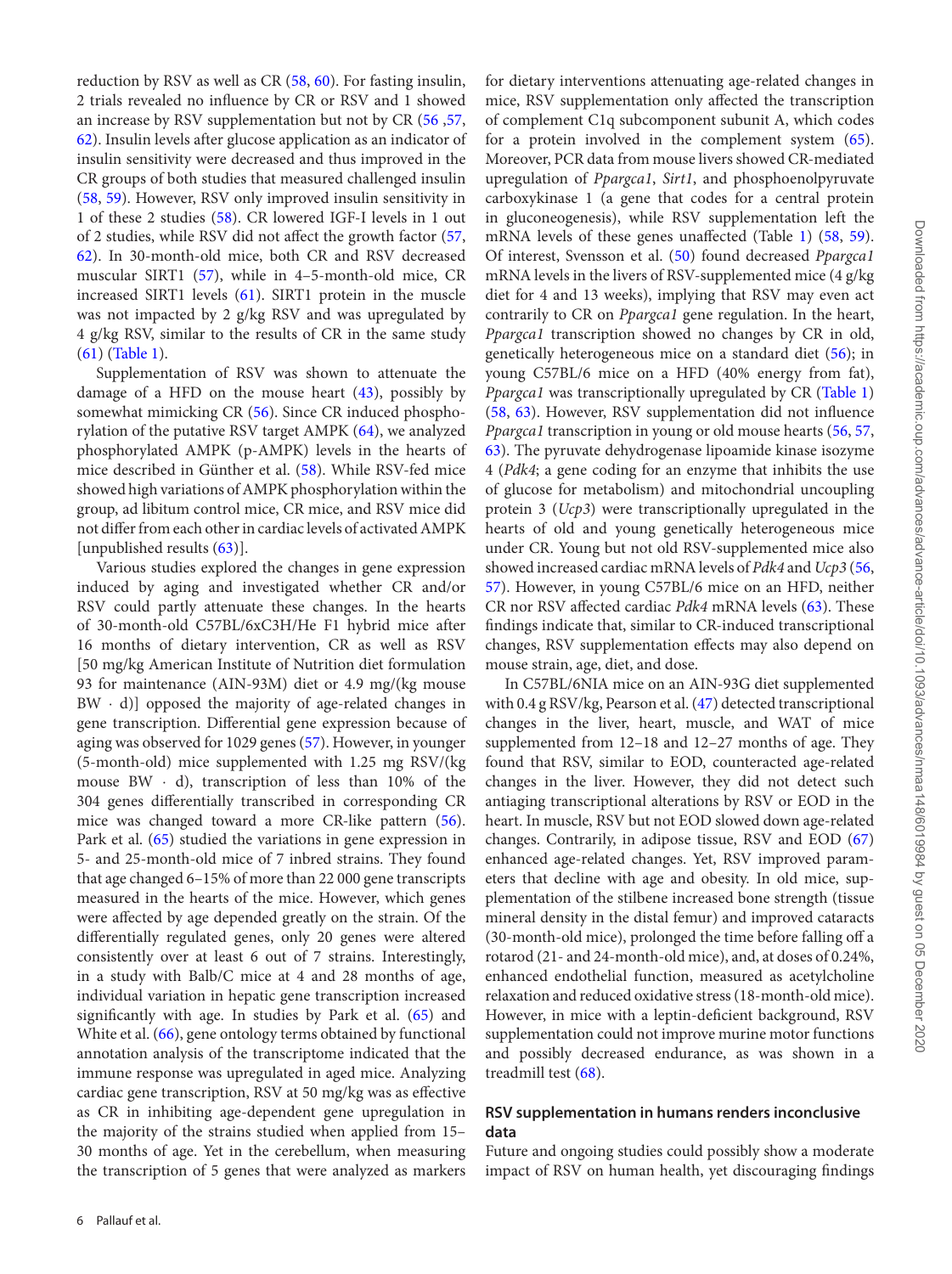reduction by RSV as well as CR (58, 60). For fasting insulin, 2 trials revealed no influence by CR or RSV and 1 showed an increase by RSV supplementation but not by CR (56 ,57, 62). Insulin levels after glucose application as an indicator of insulin sensitivity were decreased and thus improved in the CR groups of both studies that measured challenged insulin (58, 59). However, RSV only improved insulin sensitivity in 1 of these 2 studies (58). CR lowered IGF-I levels in 1 out of 2 studies, while RSV did not affect the growth factor (57, 62). In 30-month-old mice, both CR and RSV decreased muscular SIRT1 (57), while in 4–5-month-old mice, CR increased SIRT1 levels (61). SIRT1 protein in the muscle was not impacted by 2 g/kg RSV and was upregulated by 4 g/kg RSV, similar to the results of CR in the same study (61) (Table 1).

Supplementation of RSV was shown to attenuate the damage of a HFD on the mouse heart (43), possibly by somewhat mimicking CR (56). Since CR induced phosphorylation of the putative RSV target AMPK (64), we analyzed phosphorylated AMPK (p-AMPK) levels in the hearts of mice described in Günther et al. (58). While RSV-fed mice showed high variations of AMPK phosphorylation within the group, ad libitum control mice, CR mice, and RSV mice did not differ from each other in cardiac levels of activated AMPK [unpublished results (63)].

Various studies explored the changes in gene expression induced by aging and investigated whether CR and/or RSV could partly attenuate these changes. In the hearts of 30-month-old C57BL/6xC3H/He F1 hybrid mice after 16 months of dietary intervention, CR as well as RSV [50 mg/kg American Institute of Nutrition diet formulation 93 for maintenance (AIN-93M) diet or 4.9 mg/(kg mouse BW · d)] opposed the majority of age-related changes in gene transcription. Differential gene expression because of aging was observed for 1029 genes (57). However, in younger (5-month-old) mice supplemented with 1.25 mg RSV/(kg mouse BW · d), transcription of less than 10% of the 304 genes differentially transcribed in corresponding CR mice was changed toward a more CR-like pattern (56). Park et al. (65) studied the variations in gene expression in 5- and 25-month-old mice of 7 inbred strains. They found that age changed 6–15% of more than 22 000 gene transcripts measured in the hearts of the mice. However, which genes were affected by age depended greatly on the strain. Of the differentially regulated genes, only 20 genes were altered consistently over at least 6 out of 7 strains. Interestingly, in a study with Balb/C mice at 4 and 28 months of age, individual variation in hepatic gene transcription increased significantly with age. In studies by Park et al. (65) and White et al. (66), gene ontology terms obtained by functional annotation analysis of the transcriptome indicated that the immune response was upregulated in aged mice. Analyzing cardiac gene transcription, RSV at 50 mg/kg was as effective as CR in inhibiting age-dependent gene upregulation in the majority of the strains studied when applied from 15–30 months of age. Yet in the cerebellum, when measuring the transcription of 5 genes that were analyzed as markers for dietary interventions attenuating age-related changes in mice, RSV supplementation only affected the transcription of complement C1q subcomponent subunit A, which codes for a protein involved in the complement system (65). Moreover, PCR data from mouse livers showed CR-mediated upregulation of *Ppargca1*, *Sirt1*, and phosphoenolpyruvate carboxykinase 1 (a gene that codes for a central protein in gluconeogenesis), while RSV supplementation left the mRNA levels of these genes unaffected (Table 1) (58, 59). Of interest, Svensson et al. (50) found decreased *Ppargca1* mRNA levels in the livers of RSV-supplemented mice (4 g/kg diet for 4 and 13 weeks), implying that RSV may even act contrarily to CR on *Ppargca1* gene regulation. In the heart, *Ppargca1* transcription showed no changes by CR in old, genetically heterogeneous mice on a standard diet (56); in young C57BL/6 mice on a HFD (40% energy from fat), *Ppargca1* was transcriptionally upregulated by CR (Table 1) (58, 63). However, RSV supplementation did not influence *Ppargca1* transcription in young or old mouse hearts (56, 57, 63). The pyruvate dehydrogenase lipoamide kinase isozyme 4 (*Pdk4*; a gene coding for an enzyme that inhibits the use of glucose for metabolism) and mitochondrial uncoupling protein 3 (*Ucp3*) were transcriptionally upregulated in the hearts of old and young genetically heterogeneous mice under CR. Young but not old RSV-supplemented mice also showed increased cardiac mRNA levels of *Pdk4* and *Ucp3* (56, 57). However, in young C57BL/6 mice on an HFD, neither CR nor RSV affected cardiac *Pdk4* mRNA levels (63). These findings indicate that, similar to CR-induced transcriptional changes, RSV supplementation effects may also depend on mouse strain, age, diet, and dose.

In C57BL/6NIA mice on an AIN-93G diet supplemented with 0.4 g RSV/kg, Pearson et al. (47) detected transcriptional changes in the liver, heart, muscle, and WAT of mice supplemented from 12–18 and 12–27 months of age. They found that RSV, similar to EOD, counteracted age-related changes in the liver. However, they did not detect such antiaging transcriptional alterations by RSV or EOD in the heart. In muscle, RSV but not EOD slowed down age-related changes. Contrarily, in adipose tissue, RSV and EOD (67) enhanced age-related changes. Yet, RSV improved parameters that decline with age and obesity. In old mice, supplementation of the stilbene increased bone strength (tissue mineral density in the distal femur) and improved cataracts (30-month-old mice), prolonged the time before falling off a rotarod (21- and 24-month-old mice), and, at doses of 0.24%, enhanced endothelial function, measured as acetylcholine relaxation and reduced oxidative stress (18-month-old mice). However, in mice with a leptin-deficient background, RSV supplementation could not improve murine motor functions and possibly decreased endurance, as was shown in a treadmill test (68).

## RSV supplementation in humans renders inconclusive data

Future and ongoing studies could possibly show a moderate impact of RSV on human health, yet discouraging findings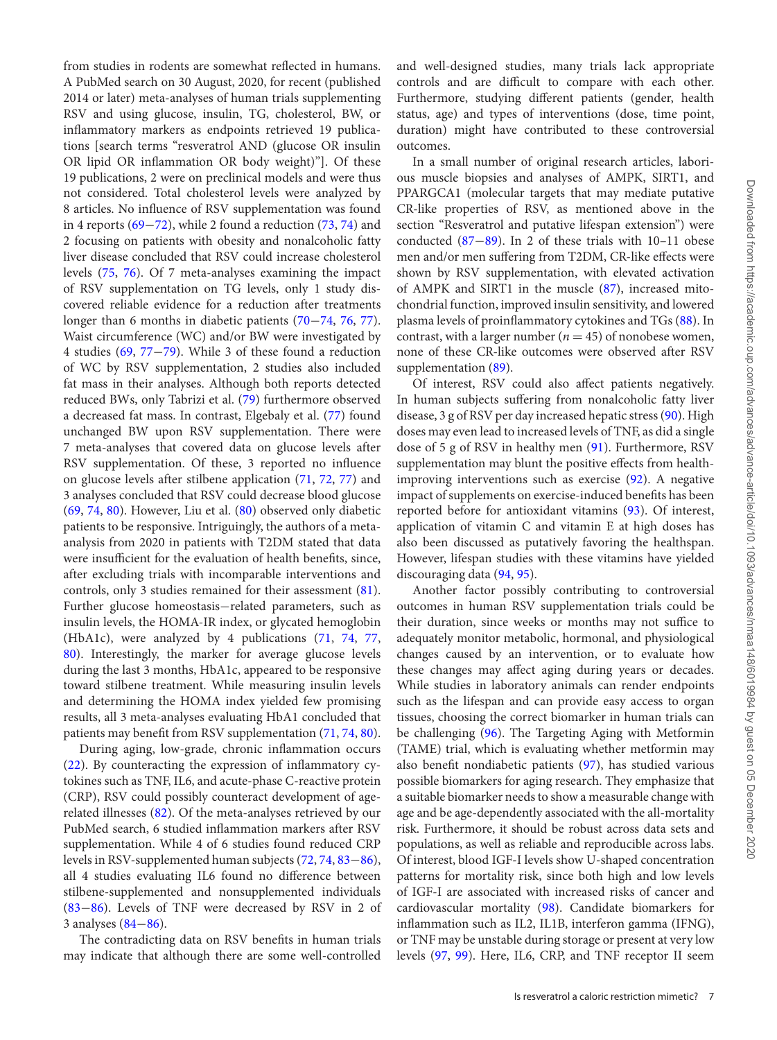from studies in rodents are somewhat reflected in humans. A PubMed search on 30 August, 2020, for recent (published 2014 or later) meta-analyses of human trials supplementing RSV and using glucose, insulin, TG, cholesterol, BW, or inflammatory markers as endpoints retrieved 19 publications [search terms "resveratrol AND (glucose OR insulin OR lipid OR inflammation OR body weight)"]. Of these 19 publications, 2 were on preclinical models and were thus not considered. Total cholesterol levels were analyzed by 8 articles. No influence of RSV supplementation was found in 4 reports (69–72), while 2 found a reduction (73, 74) and 2 focusing on patients with obesity and nonalcoholic fatty liver disease concluded that RSV could increase cholesterol levels (75, 76). Of 7 meta-analyses examining the impact of RSV supplementation on TG levels, only 1 study discovered reliable evidence for a reduction after treatments longer than 6 months in diabetic patients (70–74, 76, 77). Waist circumference (WC) and/or BW were investigated by 4 studies (69, 77–79). While 3 of these found a reduction of WC by RSV supplementation, 2 studies also included fat mass in their analyses. Although both reports detected reduced BWs, only Tabrizi et al. (79) furthermore observed a decreased fat mass. In contrast, Elgebaly et al. (77) found unchanged BW upon RSV supplementation. There were 7 meta-analyses that covered data on glucose levels after RSV supplementation. Of these, 3 reported no influence on glucose levels after stilbene application (71, 72, 77) and 3 analyses concluded that RSV could decrease blood glucose (69, 74, 80). However, Liu et al. (80) observed only diabetic patients to be responsive. Intriguingly, the authors of a meta-analysis from 2020 in patients with T2DM stated that data were insufficient for the evaluation of health benefits, since, after excluding trials with incomparable interventions and controls, only 3 studies remained for their assessment (81). Further glucose homeostasis–related parameters, such as insulin levels, the HOMA-IR index, or glycated hemoglobin (HbA1c), were analyzed by 4 publications (71, 74, 77, 80). Interestingly, the marker for average glucose levels during the last 3 months, HbA1c, appeared to be responsive toward stilbene treatment. While measuring insulin levels and determining the HOMA index yielded few promising results, all 3 meta-analyses evaluating HbA1 concluded that patients may benefit from RSV supplementation (71, 74, 80).

During aging, low-grade, chronic inflammation occurs (22). By counteracting the expression of inflammatory cytokines such as TNF, IL6, and acute-phase C-reactive protein (CRP), RSV could possibly counteract development of age-related illnesses (82). Of the meta-analyses retrieved by our PubMed search, 6 studied inflammation markers after RSV supplementation. While 4 of 6 studies found reduced CRP levels in RSV-supplemented human subjects (72, 74, 83–86), all 4 studies evaluating IL6 found no difference between stilbene-supplemented and nonsupplemented individuals (83–86). Levels of TNF were decreased by RSV in 2 of 3 analyses (84–86).

The contradicting data on RSV benefits in human trials may indicate that although there are some well-controlled and well-designed studies, many trials lack appropriate controls and are difficult to compare with each other. Furthermore, studying different patients (gender, health status, age) and types of interventions (dose, time point, duration) might have contributed to these controversial outcomes.

In a small number of original research articles, laborious muscle biopsies and analyses of AMPK, SIRT1, and PPARGCA1 (molecular targets that may mediate putative CR-like properties of RSV, as mentioned above in the section "Resveratrol and putative lifespan extension") were conducted (87–89). In 2 of these trials with 10–11 obese men and/or men suffering from T2DM, CR-like effects were shown by RSV supplementation, with elevated activation of AMPK and SIRT1 in the muscle (87), increased mitochondrial function, improved insulin sensitivity, and lowered plasma levels of proinflammatory cytokines and TGs (88). In contrast, with a larger number ($n = 45$) of nonobese women, none of these CR-like outcomes were observed after RSV supplementation (89).

Of interest, RSV could also affect patients negatively. In human subjects suffering from nonalcoholic fatty liver disease, 3 g of RSV per day increased hepatic stress (90). High doses may even lead to increased levels of TNF, as did a single dose of 5 g of RSV in healthy men (91). Furthermore, RSV supplementation may blunt the positive effects from health-improving interventions such as exercise (92). A negative impact of supplements on exercise-induced benefits has been reported before for antioxidant vitamins (93). Of interest, application of vitamin C and vitamin E at high doses has also been discussed as putatively favoring the healthspan. However, lifespan studies with these vitamins have yielded discouraging data (94, 95).

Another factor possibly contributing to controversial outcomes in human RSV supplementation trials could be their duration, since weeks or months may not suffice to adequately monitor metabolic, hormonal, and physiological changes caused by an intervention, or to evaluate how these changes may affect aging during years or decades. While studies in laboratory animals can render endpoints such as the lifespan and can provide easy access to organ tissues, choosing the correct biomarker in human trials can be challenging (96). The Targeting Aging with Metformin (TAME) trial, which is evaluating whether metformin may also benefit nondiabetic patients (97), has studied various possible biomarkers for aging research. They emphasize that a suitable biomarker needs to show a measurable change with age and be age-dependently associated with the all-mortality risk. Furthermore, it should be robust across data sets and populations, as well as reliable and reproducible across labs. Of interest, blood IGF-I levels show U-shaped concentration patterns for mortality risk, since both high and low levels of IGF-I are associated with increased risks of cancer and cardiovascular mortality (98). Candidate biomarkers for inflammation such as IL2, IL1B, interferon gamma (IFNG), or TNF may be unstable during storage or present at very low levels (97, 99). Here, IL6, CRP, and TNF receptor II seem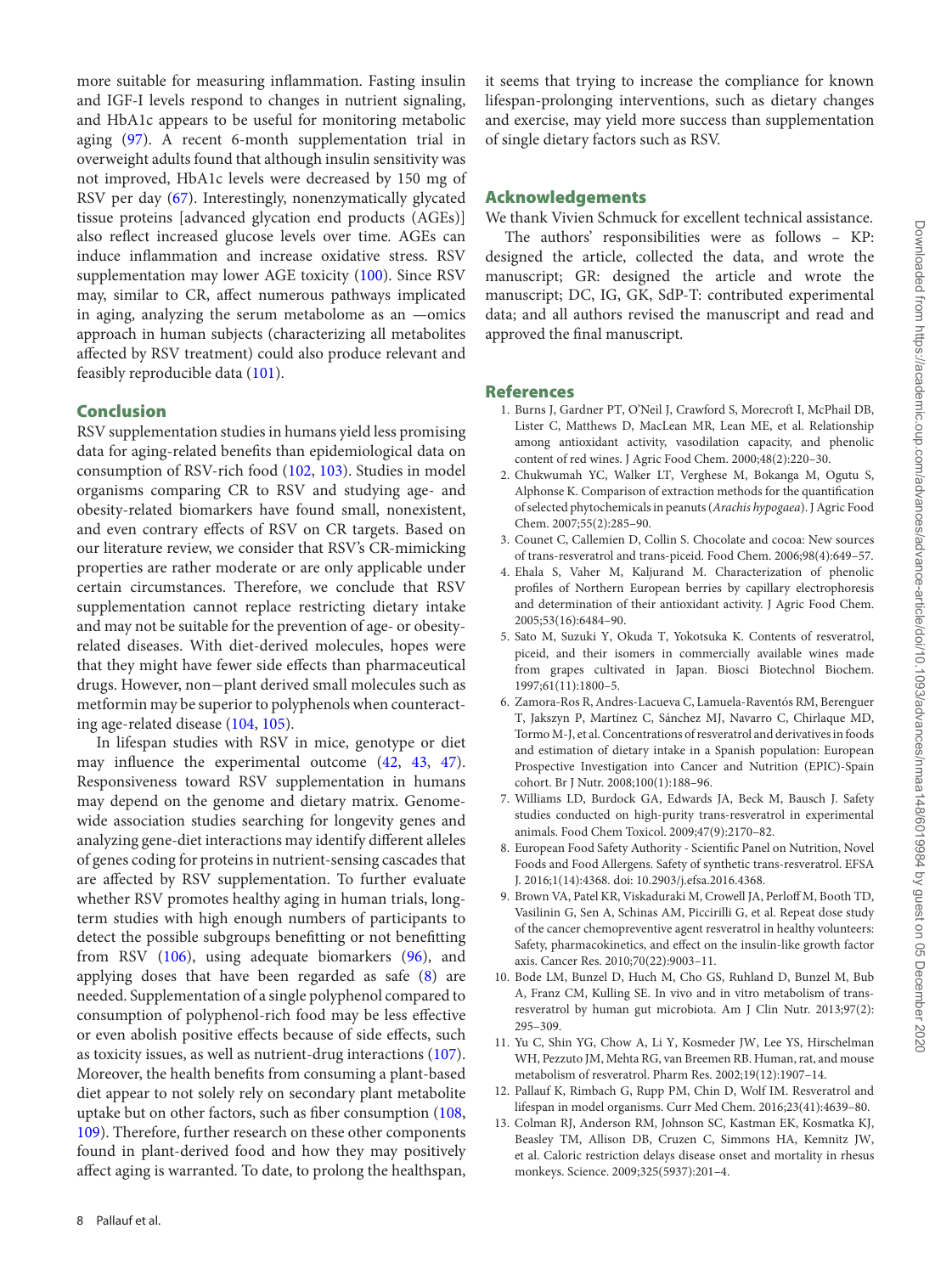more suitable for measuring inflammation. Fasting insulin and IGF-I levels respond to changes in nutrient signaling, and HbA1c appears to be useful for monitoring metabolic aging (97). A recent 6-month supplementation trial in overweight adults found that although insulin sensitivity was not improved, HbA1c levels were decreased by 150 mg of RSV per day (67). Interestingly, nonenzymatically glycated tissue proteins [advanced glycation end products (AGEs)] also reflect increased glucose levels over time. AGEs can induce inflammation and increase oxidative stress. RSV supplementation may lower AGE toxicity (100). Since RSV may, similar to CR, affect numerous pathways implicated in aging, analyzing the serum metabolome as an —omics approach in human subjects (characterizing all metabolites affected by RSV treatment) could also produce relevant and feasibly reproducible data (101).

## Conclusion

RSV supplementation studies in humans yield less promising data for aging-related benefits than epidemiological data on consumption of RSV-rich food (102, 103). Studies in model organisms comparing CR to RSV and studying age- and obesity-related biomarkers have found small, nonexistent, and even contrary effects of RSV on CR targets. Based on our literature review, we consider that RSV's CR-mimicking properties are rather moderate or are only applicable under certain circumstances. Therefore, we conclude that RSV supplementation cannot replace restricting dietary intake and may not be suitable for the prevention of age- or obesity-related diseases. With diet-derived molecules, hopes were that they might have fewer side effects than pharmaceutical drugs. However, non−plant derived small molecules such as metformin may be superior to polyphenols when counteracting age-related disease (104, 105).

In lifespan studies with RSV in mice, genotype or diet may influence the experimental outcome (42, 43, 47). Responsiveness toward RSV supplementation in humans may depend on the genome and dietary matrix. Genome-wide association studies searching for longevity genes and analyzing gene-diet interactions may identify different alleles of genes coding for proteins in nutrient-sensing cascades that are affected by RSV supplementation. To further evaluate whether RSV promotes healthy aging in human trials, long-term studies with high enough numbers of participants to detect the possible subgroups benefitting or not benefitting from RSV (106), using adequate biomarkers (96), and applying doses that have been regarded as safe (8) are needed. Supplementation of a single polyphenol compared to consumption of polyphenol-rich food may be less effective or even abolish positive effects because of side effects, such as toxicity issues, as well as nutrient-drug interactions (107). Moreover, the health benefits from consuming a plant-based diet appear to not solely rely on secondary plant metabolite uptake but on other factors, such as fiber consumption (108, 109). Therefore, further research on these other components found in plant-derived food and how they may positively affect aging is warranted. To date, to prolong the healthspan, it seems that trying to increase the compliance for known lifespan-prolonging interventions, such as dietary changes and exercise, may yield more success than supplementation of single dietary factors such as RSV.

## Acknowledgements

We thank Vivien Schmuck for excellent technical assistance.

The authors' responsibilities were as follows – KP: designed the article, collected the data, and wrote the manuscript; GR: designed the article and wrote the manuscript; DC, IG, GK, SdP-T: contributed experimental data; and all authors revised the manuscript and read and approved the final manuscript.

## References

1. Burns J, Gardner PT, O'Neil J, Crawford S, Morecroft I, McPhail DB, Lister C, Matthews D, MacLean MR, Lean ME, et al. Relationship among antioxidant activity, vasodilation capacity, and phenolic content of red wines. J Agric Food Chem. 2000;48(2):220–30.
2. Chukwumah YC, Walker LT, Verghese M, Bokanga M, Ogutu S, Alphonse K. Comparison of extraction methods for the quantification of selected phytochemicals in peanuts (*Arachis hypogaea*). J Agric Food Chem. 2007;55(2):285–90.
3. Counet C, Callemien D, Collin S. Chocolate and cocoa: New sources of trans-resveratrol and trans-piceid. Food Chem. 2006;98(4):649–57.
4. Ehala S, Vaher M, Kaljurand M. Characterization of phenolic profiles of Northern European berries by capillary electrophoresis and determination of their antioxidant activity. J Agric Food Chem. 2005;53(16):6484–90.
5. Sato M, Suzuki Y, Okuda T, Yokotsuka K. Contents of resveratrol, piceid, and their isomers in commercially available wines made from grapes cultivated in Japan. Biosci Biotechnol Biochem. 1997;61(11):1800–5.
6. Zamora-Ros R, Andres-Lacueva C, Lamuela-Raventós RM, Berenguer T, Jakszyn P, Martínez C, Sánchez MJ, Navarro C, Chirlaque MD, Tormo M-J, et al. Concentrations of resveratrol and derivatives in foods and estimation of dietary intake in a Spanish population: European Prospective Investigation into Cancer and Nutrition (EPIC)-Spain cohort. Br J Nutr. 2008;100(1):188–96.
7. Williams LD, Burdock GA, Edwards JA, Beck M, Bausch J. Safety studies conducted on high-purity trans-resveratrol in experimental animals. Food Chem Toxicol. 2009;47(9):2170–82.
8. European Food Safety Authority - Scientific Panel on Nutrition, Novel Foods and Food Allergens. Safety of synthetic trans-resveratrol. EFSA J. 2016;1(14):4368. doi: 10.2903/j.efsa.2016.4368.
9. Brown VA, Patel KR, Viskaduraki M, Crowell JA, Perloff M, Booth TD, Vasilinin G, Sen A, Schinas AM, Piccirilli G, et al. Repeat dose study of the cancer chemopreventive agent resveratrol in healthy volunteers: Safety, pharmacokinetics, and effect on the insulin-like growth factor axis. Cancer Res. 2010;70(22):9003–11.
10. Bode LM, Bunzel D, Huch M, Cho GS, Ruhland D, Bunzel M, Bub A, Franz CM, Kulling SE. In vivo and in vitro metabolism of trans-resveratrol by human gut microbiota. Am J Clin Nutr. 2013;97(2):295–309.
11. Yu C, Shin YG, Chow A, Li Y, Kosmeder JW, Lee YS, Hirschelman WH, Pezzuto JM, Mehta RG, van Breemen RB. Human, rat, and mouse metabolism of resveratrol. Pharm Res. 2002;19(12):1907–14.
12. Pallauf K, Rimbach G, Rupp PM, Chin D, Wolf IM. Resveratrol and lifespan in model organisms. Curr Med Chem. 2016;23(41):4639–80.
13. Colman RJ, Anderson RM, Johnson SC, Kastman EK, Kosmatka KJ, Beasley TM, Allison DB, Cruzen C, Simmons HA, Kemnitz JW, et al. Caloric restriction delays disease onset and mortality in rhesus monkeys. Science. 2009;325(5937):201–4.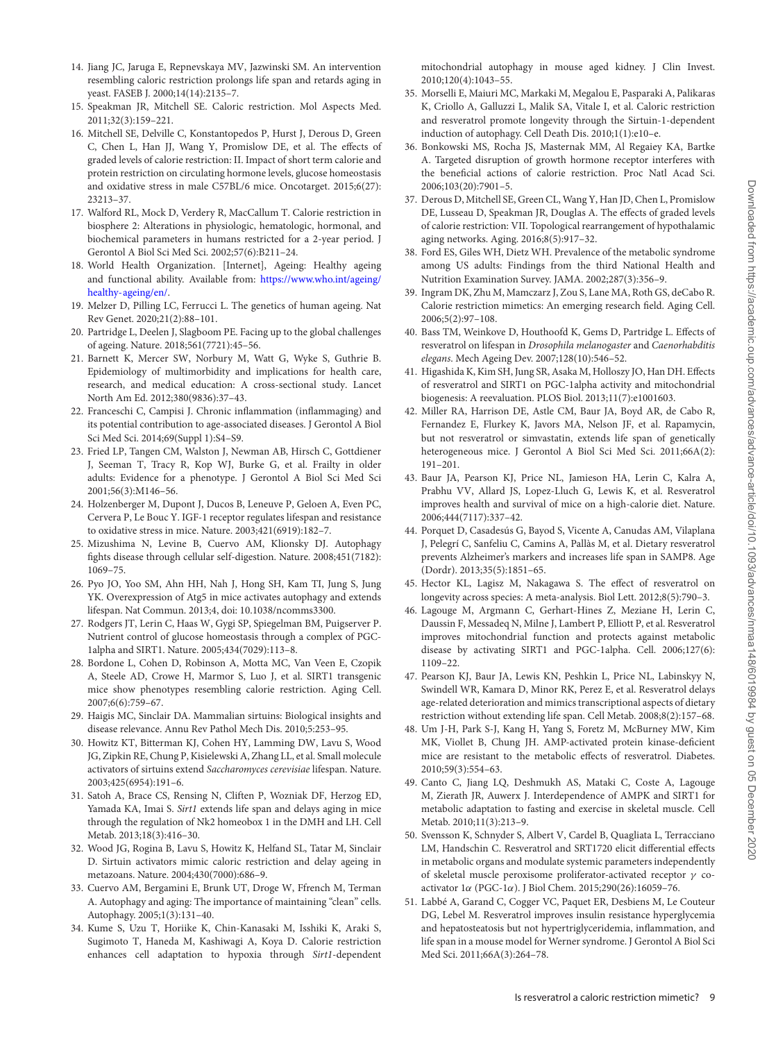14. Jiang JC, Jaruga E, Repnevskaya MV, Jazwinski SM. An intervention resembling caloric restriction prolongs life span and retards aging in yeast. FASEB J. 2000;14(14):2135–7.
15. Speakman JR, Mitchell SE. Caloric restriction. Mol Aspects Med. 2011;32(3):159–221.
16. Mitchell SE, Delville C, Konstantopedos P, Hurst J, Derous D, Green C, Chen L, Han JJ, Wang Y, Promislow DE, et al. The effects of graded levels of calorie restriction: II. Impact of short term calorie and protein restriction on circulating hormone levels, glucose homeostasis and oxidative stress in male C57BL/6 mice. Oncotarget. 2015;6(27): 23213–37.
17. Walford RL, Mock D, Verdery R, MacCallum T. Calorie restriction in biosphere 2: Alterations in physiologic, hematologic, hormonal, and biochemical parameters in humans restricted for a 2-year period. J Gerontol A Biol Sci Med Sci. 2002;57(6):B211–24.
18. World Health Organization. [Internet], Ageing: Healthy ageing and functional ability. Available from: https://www.who.int/ageing/healthy-ageing/en/.
19. Melzer D, Pilling LC, Ferrucci L. The genetics of human ageing. Nat Rev Genet. 2020;21(2):88–101.
20. Partridge L, Deelen J, Slagboom PE. Facing up to the global challenges of ageing. Nature. 2018;561(7721):45–56.
21. Barnett K, Mercer SW, Norbury M, Watt G, Wyke S, Guthrie B. Epidemiology of multimorbidity and implications for health care, research, and medical education: A cross-sectional study. Lancet North Am Ed. 2012;380(9836):37–43.
22. Franceschi C, Campisi J. Chronic inflammation (inflammaging) and its potential contribution to age-associated diseases. J Gerontol A Biol Sci Med Sci. 2014;69(Suppl 1):S4–S9.
23. Fried LP, Tangen CM, Walston J, Newman AB, Hirsch C, Gottdiener J, Seeman T, Tracy R, Kop WJ, Burke G, et al. Frailty in older adults: Evidence for a phenotype. J Gerontol A Biol Sci Med Sci 2001;56(3):M146–56.
24. Holzenberger M, Dupont J, Ducos B, Leneuve P, Geloen A, Even PC, Cervera P, Le Bouc Y. IGF-1 receptor regulates lifespan and resistance to oxidative stress in mice. Nature. 2003;421(6919):182–7.
25. Mizushima N, Levine B, Cuervo AM, Klionsky DJ. Autophagy fights disease through cellular self-digestion. Nature. 2008;451(7182): 1069–75.
26. Pyo JO, Yoo SM, Ahn HH, Nah J, Hong SH, Kam TI, Jung S, Jung YK. Overexpression of Atg5 in mice activates autophagy and extends lifespan. Nat Commun. 2013;4, doi: 10.1038/ncomms3300.
27. Rodgers JT, Lerin C, Haas W, Gygi SP, Spiegelman BM, Puigserver P. Nutrient control of glucose homeostasis through a complex of PGC-1alpha and SIRT1. Nature. 2005;434(7029):113–8.
28. Bordone L, Cohen D, Robinson A, Motta MC, Van Veen E, Czopik A, Steele AD, Crowe H, Marmor S, Luo J, et al. SIRT1 transgenic mice show phenotypes resembling calorie restriction. Aging Cell. 2007;6(6):759–67.
29. Haigis MC, Sinclair DA. Mammalian sirtuins: Biological insights and disease relevance. Annu Rev Pathol Mech Dis. 2010;5:253–95.
30. Howitz KT, Bitterman KJ, Cohen HY, Lamming DW, Lavu S, Wood JG, Zipkin RE, Chung P, Kisielewski A, Zhang LL, et al. Small molecule activators of sirtuins extend *Saccharomyces cerevisiae* lifespan. Nature. 2003;425(6954):191–6.
31. Satoh A, Brace CS, Rensing N, Cliften P, Wozniak DF, Herzog ED, Yamada KA, Imai S. *Sirt1* extends life span and delays aging in mice through the regulation of Nk2 homeobox 1 in the DMH and LH. Cell Metab. 2013;18(3):416–30.
32. Wood JG, Rogina B, Lavu S, Howitz K, Helfand SL, Tatar M, Sinclair D. Sirtuin activators mimic caloric restriction and delay ageing in metazoans. Nature. 2004;430(7000):686–9.
33. Cuervo AM, Bergamini E, Brunk UT, Droge W, Ffrench M, Terman A. Autophagy and aging: The importance of maintaining "clean" cells. Autophagy. 2005;1(3):131–40.
34. Kume S, Uzu T, Horiike K, Chin-Kanasaki M, Isshiki K, Araki S, Sugimoto T, Haneda M, Kashiwagi A, Koya D. Calorie restriction enhances cell adaptation to hypoxia through *Sirt1*-dependent mitochondrial autophagy in mouse aged kidney. J Clin Invest. 2010;120(4):1043–55.
35. Morselli E, Maiuri MC, Markaki M, Megalou E, Pasparaki A, Palikaras K, Criollo A, Galluzzi L, Malik SA, Vitale I, et al. Caloric restriction and resveratrol promote longevity through the Sirtuin-1-dependent induction of autophagy. Cell Death Dis. 2010;1(1):e10–e.
36. Bonkowski MS, Rocha JS, Masternak MM, Al Regaiey KA, Bartke A. Targeted disruption of growth hormone receptor interferes with the beneficial actions of calorie restriction. Proc Natl Acad Sci. 2006;103(20):7901–5.
37. Derous D, Mitchell SE, Green CL, Wang Y, Han JD, Chen L, Promislow DE, Lusseau D, Speakman JR, Douglas A. The effects of graded levels of calorie restriction: VII. Topological rearrangement of hypothalamic aging networks. Aging. 2016;8(5):917–32.
38. Ford ES, Giles WH, Dietz WH. Prevalence of the metabolic syndrome among US adults: Findings from the third National Health and Nutrition Examination Survey. JAMA. 2002;287(3):356–9.
39. Ingram DK, Zhu M, Mamczarz J, Zou S, Lane MA, Roth GS, deCabo R. Calorie restriction mimetics: An emerging research field. Aging Cell. 2006;5(2):97–108.
40. Bass TM, Weinkove D, Houthoofd K, Gems D, Partridge L. Effects of resveratrol on lifespan in *Drosophila melanogaster* and *Caenorhabditis elegans*. Mech Ageing Dev. 2007;128(10):546–52.
41. Higashida K, Kim SH, Jung SR, Asaka M, Holloszy JO, Han DH. Effects of resveratrol and SIRT1 on PGC-1alpha activity and mitochondrial biogenesis: A reevaluation. PLOS Biol. 2013;11(7):e1001603.
42. Miller RA, Harrison DE, Astle CM, Baur JA, Boyd AR, de Cabo R, Fernandez E, Flurkey K, Javors MA, Nelson JF, et al. Rapamycin, but not resveratrol or simvastatin, extends life span of genetically heterogeneous mice. J Gerontol A Biol Sci Med Sci. 2011;66A(2): 191–201.
43. Baur JA, Pearson KJ, Price NL, Jamieson HA, Lerin C, Kalra A, Prabhu VV, Allard JS, Lopez-Lluch G, Lewis K, et al. Resveratrol improves health and survival of mice on a high-calorie diet. Nature. 2006;444(7117):337–42.
44. Porquet D, Casadesús G, Bayod S, Vicente A, Canudas AM, Vilaplana J, Pelegrí C, Sanfeliu C, Camins A, Pallàs M, et al. Dietary resveratrol prevents Alzheimer's markers and increases life span in SAMP8. Age (Dordr). 2013;35(5):1851–65.
45. Hector KL, Lagisz M, Nakagawa S. The effect of resveratrol on longevity across species: A meta-analysis. Biol Lett. 2012;8(5):790–3.
46. Lagouge M, Argmann C, Gerhart-Hines Z, Meziane H, Lerin C, Daussin F, Messadeq N, Milne J, Lambert P, Elliott P, et al. Resveratrol improves mitochondrial function and protects against metabolic disease by activating SIRT1 and PGC-1alpha. Cell. 2006;127(6): 1109–22.
47. Pearson KJ, Baur JA, Lewis KN, Peshkin L, Price NL, Labinskyy N, Swindell WR, Kamara D, Minor RK, Perez E, et al. Resveratrol delays age-related deterioration and mimics transcriptional aspects of dietary restriction without extending life span. Cell Metab. 2008;8(2):157–68.
48. Um J-H, Park S-J, Kang H, Yang S, Foretz M, McBurney MW, Kim MK, Viollet B, Chung JH. AMP-activated protein kinase-deficient mice are resistant to the metabolic effects of resveratrol. Diabetes. 2010;59(3):554–63.
49. Canto C, Jiang LQ, Deshmukh AS, Mataki C, Coste A, Lagouge M, Zierath JR, Auwerx J. Interdependence of AMPK and SIRT1 for metabolic adaptation to fasting and exercise in skeletal muscle. Cell Metab. 2010;11(3):213–9.
50. Svensson K, Schnyder S, Albert V, Cardel B, Quagliata L, Terracciano LM, Handschin C. Resveratrol and SRT1720 elicit differential effects in metabolic organs and modulate systemic parameters independently of skeletal muscle peroxisome proliferator-activated receptor $\gamma$ co-activator 1$\alpha$ (PGC-1$\alpha$). J Biol Chem. 2015;290(26):16059–76.
51. Labbé A, Garand C, Cogger VC, Paquet ER, Desbiens M, Le Couteur DG, Lebel M. Resveratrol improves insulin resistance hyperglycemia and hepatosteatosis but not hypertriglyceridemia, inflammation, and life span in a mouse model for Werner syndrome. J Gerontol A Biol Sci Med Sci. 2011;66A(3):264–78.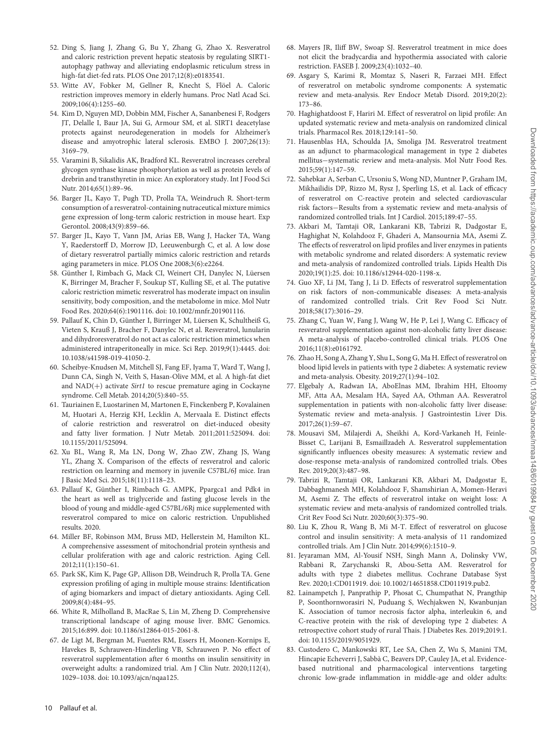52. Ding S, Jiang J, Zhang G, Bu Y, Zhang G, Zhao X. Resveratrol and caloric restriction prevent hepatic steatosis by regulating SIRT1-autophagy pathway and alleviating endoplasmic reticulum stress in high-fat diet-fed rats. PLOS One 2017;12(8):e0183541.
53. Witte AV, Fobker M, Gellner R, Knecht S, Flöel A. Caloric restriction improves memory in elderly humans. Proc Natl Acad Sci. 2009;106(4):1255–60.
54. Kim D, Nguyen MD, Dobbin MM, Fischer A, Sananbenesi F, Rodgers JT, Delalle I, Baur JA, Sui G, Armour SM, et al. SIRT1 deacetylase protects against neurodegeneration in models for Alzheimer's disease and amyotrophic lateral sclerosis. EMBO J. 2007;26(13): 3169–79.
55. Varamini B, Sikalidis AK, Bradford KL. Resveratrol increases cerebral glycogen synthase kinase phosphorylation as well as protein levels of drebrin and transthyretin in mice: An exploratory study. Int J Food Sci Nutr. 2014;65(1):89–96.
56. Barger JL, Kayo T, Pugh TD, Prolla TA, Weindruch R. Short-term consumption of a resveratrol-containing nutraceutical mixture mimics gene expression of long-term caloric restriction in mouse heart. Exp Gerontol. 2008;43(9):859–66.
57. Barger JL, Kayo T, Vann JM, Arias EB, Wang J, Hacker TA, Wang Y, Raederstorff D, Morrow JD, Leeuwenburgh C, et al. A low dose of dietary resveratrol partially mimics caloric restriction and retards aging parameters in mice. PLOS One 2008;3(6):e2264.
58. Günther I, Rimbach G, Mack CI, Weinert CH, Danylec N, Lüersen K, Birringer M, Bracher F, Soukup ST, Kulling SE, et al. The putative caloric restriction mimetic resveratrol has moderate impact on insulin sensitivity, body composition, and the metabolome in mice. Mol Nutr Food Res. 2020;64(6):1901116. doi: 10.1002/mnfr.201901116.
59. Pallauf K, Chin D, Günther I, Birringer M, Lüersen K, Schultheiß G, Vieten S, Krauß J, Bracher F, Danylec N, et al. Resveratrol, lunularin and dihydroresveratrol do not act as caloric restriction mimetics when administered intraperitoneally in mice. Sci Rep. 2019;9(1):4445. doi: 10.1038/s41598-019-41050-2.
60. Scheibye-Knudsen M, Mitchell SJ, Fang EF, Iyama T, Ward T, Wang J, Dunn CA, Singh N, Veith S, Hasan-Olive MM, et al. A high-fat diet and NAD(+) activate *Sirt1* to rescue premature aging in Cockayne syndrome. Cell Metab. 2014;20(5):840–55.
61. Tauriainen E, Luostarinen M, Martonen E, Finckenberg P, Kovalainen M, Huotari A, Herzig KH, Lecklin A, Mervaala E. Distinct effects of calorie restriction and resveratrol on diet-induced obesity and fatty liver formation. J Nutr Metab. 2011;2011:525094. doi: 10.1155/2011/525094.
62. Xu BL, Wang R, Ma LN, Dong W, Zhao ZW, Zhang JS, Wang YL, Zhang X. Comparison of the effects of resveratrol and caloric restriction on learning and memory in juvenile C57BL/6J mice. Iran J Basic Med Sci. 2015;18(11):1118–23.
63. Pallauf K, Günther I, Rimbach G. AMPK, Ppargca1 and Pdk4 in the heart as well as triglyceride and fasting glucose levels in the blood of young and middle-aged C57BL/6Rj mice supplemented with resveratrol compared to mice on caloric restriction. Unpublished results. 2020.
64. Miller BF, Robinson MM, Bruss MD, Hellerstein M, Hamilton KL. A comprehensive assessment of mitochondrial protein synthesis and cellular proliferation with age and caloric restriction. Aging Cell. 2012;11(1):150–61.
65. Park SK, Kim K, Page GP, Allison DB, Weindruch R, Prolla TA. Gene expression profiling of aging in multiple mouse strains: Identification of aging biomarkers and impact of dietary antioxidants. Aging Cell. 2009;8(4):484–95.
66. White R, Milholland B, MacRae S, Lin M, Zheng D. Comprehensive transcriptional landscape of aging mouse liver. BMC Genomics. 2015;16:899. doi: 10.1186/s12864-015-2061-8.
67. de Ligt M, Bergman M, Fuentes RM, Essers H, Moonen-Kornips E, Havekes B, Schrauwen-Hinderling VB, Schrauwen P. No effect of resveratrol supplementation after 6 months on insulin sensitivity in overweight adults: a randomized trial. Am J Clin Nutr. 2020;112(4), 1029–1038. doi: 10.1093/ajcn/nqaa125.
68. Mayers JR, Iliff BW, Swoap SJ. Resveratrol treatment in mice does not elicit the bradycardia and hypothermia associated with calorie restriction. FASEB J. 2009;23(4):1032–40.
69. Asgary S, Karimi R, Momtaz S, Naseri R, Farzaei MH. Effect of resveratrol on metabolic syndrome components: A systematic review and meta-analysis. Rev Endocr Metab Disord. 2019;20(2): 173–86.
70. Haghighatdoost F, Hariri M. Effect of resveratrol on lipid profile: An updated systematic review and meta-analysis on randomized clinical trials. Pharmacol Res. 2018;129:141–50.
71. Hausenblas HA, Schoulda JA, Smoliga JM. Resveratrol treatment as an adjunct to pharmacological management in type 2 diabetes mellitus—systematic review and meta-analysis. Mol Nutr Food Res. 2015;59(1):147–59.
72. Sahebkar A, Serban C, Ursoniu S, Wong ND, Muntner P, Graham IM, Mikhailidis DP, Rizzo M, Rysz J, Sperling LS, et al. Lack of efficacy of resveratrol on C-reactive protein and selected cardiovascular risk factors—Results from a systematic review and meta-analysis of randomized controlled trials. Int J Cardiol. 2015;189:47–55.
73. Akbari M, Tamtaji OR, Lankarani KB, Tabrizi R, Dadgostar E, Haghighat N, Kolahdooz F, Ghaderi A, Mansournia MA, Asemi Z. The effects of resveratrol on lipid profiles and liver enzymes in patients with metabolic syndrome and related disorders: A systematic review and meta-analysis of randomized controlled trials. Lipids Health Dis 2020;19(1):25. doi: 10.1186/s12944-020-1198-x.
74. Guo XF, Li JM, Tang J, Li D. Effects of resveratrol supplementation on risk factors of non-communicable diseases: A meta-analysis of randomized controlled trials. Crit Rev Food Sci Nutr. 2018;58(17):3016–29.
75. Zhang C, Yuan W, Fang J, Wang W, He P, Lei J, Wang C. Efficacy of resveratrol supplementation against non-alcoholic fatty liver disease: A meta-analysis of placebo-controlled clinical trials. PLOS One 2016;11(8):e0161792.
76. Zhao H, Song A, Zhang Y, Shu L, Song G, Ma H. Effect of resveratrol on blood lipid levels in patients with type 2 diabetes: A systematic review and meta-analysis. Obesity. 2019;27(1):94–102.
77. Elgebaly A, Radwan IA, AboElnas MM, Ibrahim HH, Eltoomy MF, Atta AA, Mesalam HA, Sayed AA, Othman AA. Resveratrol supplementation in patients with non-alcoholic fatty liver disease: Systematic review and meta-analysis. J Gastrointestin Liver Dis. 2017;26(1):59–67.
78. Mousavi SM, Milajerdi A, Sheikhi A, Kord-Varkaneh H, Feinle-Bisset C, Larijani B, Esmaillzadeh A. Resveratrol supplementation significantly influences obesity measures: A systematic review and dose-response meta-analysis of randomized controlled trials. Obes Rev. 2019;20(3):487–98.
79. Tabrizi R, Tamtaji OR, Lankarani KB, Akbari M, Dadgostar E, Dabbaghmanesh MH, Kolahdooz F, Shamshirian A, Momen-Heravi M, Asemi Z. The effects of resveratrol intake on weight loss: A systematic review and meta-analysis of randomized controlled trials. Crit Rev Food Sci Nutr. 2020;60(3):375–90.
80. Liu K, Zhou R, Wang B, Mi M-T. Effect of resveratrol on glucose control and insulin sensitivity: A meta-analysis of 11 randomized controlled trials. Am J Clin Nutr. 2014;99(6):1510–9.
81. Jeyaraman MM, Al-Yousif NSH, Singh Mann A, Dolinsky VW, Rabbani R, Zarychanski R, Abou-Setta AM. Resveratrol for adults with type 2 diabetes mellitus. Cochrane Database Syst Rev. 2020;1:CD011919. doi: 10.1002/14651858.CD011919.pub2.
82. Lainampetch J, Panprathip P, Phosat C, Chumpathat N, Prangthip P, Soonthornworasiri N, Puduang S, Wechjakwen N, Kwanbunjan K. Association of tumor necrosis factor alpha, interleukin 6, and C-reactive protein with the risk of developing type 2 diabetes: A retrospective cohort study of rural Thais. J Diabetes Res. 2019;2019:1. doi: 10.1155/2019/9051929.
83. Custodero C, Mankowski RT, Lee SA, Chen Z, Wu S, Manini TM, Hincapie Echeverri J, Sabbà C, Beavers DP, Cauley JA, et al. Evidence-based nutritional and pharmacological interventions targeting chronic low-grade inflammation in middle-age and older adults: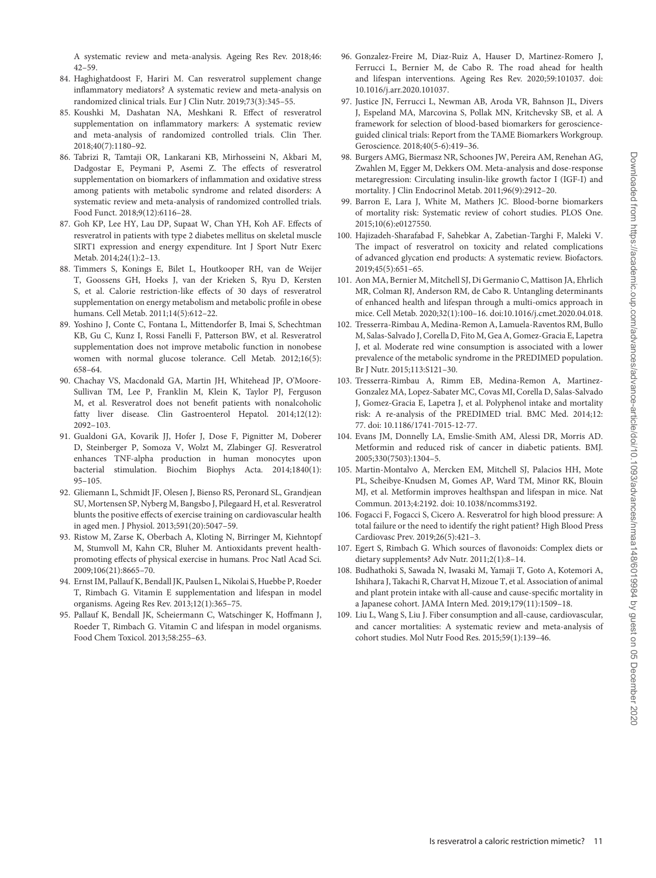A systematic review and meta-analysis. Ageing Res Rev. 2018;46: 42–59.

84. Haghighatdoost F, Hariri M. Can resveratrol supplement change inflammatory mediators? A systematic review and meta-analysis on randomized clinical trials. Eur J Clin Nutr. 2019;73(3):345–55.
85. Koushki M, Dashatan NA, Meshkani R. Effect of resveratrol supplementation on inflammatory markers: A systematic review and meta-analysis of randomized controlled trials. Clin Ther. 2018;40(7):1180–92.
86. Tabrizi R, Tamtaji OR, Lankarani KB, Mirhosseini N, Akbari M, Dadgostar E, Peymani P, Asemi Z. The effects of resveratrol supplementation on biomarkers of inflammation and oxidative stress among patients with metabolic syndrome and related disorders: A systematic review and meta-analysis of randomized controlled trials. Food Funct. 2018;9(12):6116–28.
87. Goh KP, Lee HY, Lau DP, Supaat W, Chan YH, Koh AF. Effects of resveratrol in patients with type 2 diabetes mellitus on skeletal muscle SIRT1 expression and energy expenditure. Int J Sport Nutr Exerc Metab. 2014;24(1):2–13.
88. Timmers S, Konings E, Bilet L, Houtkooper RH, van de Weijer T, Goossens GH, Hoeks J, van der Krieken S, Ryu D, Kersten S, et al. Calorie restriction-like effects of 30 days of resveratrol supplementation on energy metabolism and metabolic profile in obese humans. Cell Metab. 2011;14(5):612–22.
89. Yoshino J, Conte C, Fontana L, Mittendorfer B, Imai S, Schechtman KB, Gu C, Kunz I, Rossi Fanelli F, Patterson BW, et al. Resveratrol supplementation does not improve metabolic function in nonobese women with normal glucose tolerance. Cell Metab. 2012;16(5): 658–64.
90. Chachay VS, Macdonald GA, Martin JH, Whitehead JP, O'Moore-Sullivan TM, Lee P, Franklin M, Klein K, Taylor PJ, Ferguson M, et al. Resveratrol does not benefit patients with nonalcoholic fatty liver disease. Clin Gastroenterol Hepatol. 2014;12(12): 2092–103.
91. Gualdoni GA, Kovarik JJ, Hofer J, Dose F, Pignitter M, Doberer D, Steinberger P, Somoza V, Wolzt M, Zlabinger GJ. Resveratrol enhances TNF-alpha production in human monocytes upon bacterial stimulation. Biochim Biophys Acta. 2014;1840(1): 95–105.
92. Gliemann L, Schmidt JF, Olesen J, Bienso RS, Peronard SL, Grandjean SU, Mortensen SP, Nyberg M, Bangsbo J, Pilegaard H, et al. Resveratrol blunts the positive effects of exercise training on cardiovascular health in aged men. J Physiol. 2013;591(20):5047–59.
93. Ristow M, Zarse K, Oberbach A, Kloting N, Birringer M, Kiehntopf M, Stumvoll M, Kahn CR, Bluher M. Antioxidants prevent health-promoting effects of physical exercise in humans. Proc Natl Acad Sci. 2009;106(21):8665–70.
94. Ernst IM, Pallauf K, Bendall JK, Paulsen L, Nikolai S, Huebbe P, Roeder T, Rimbach G. Vitamin E supplementation and lifespan in model organisms. Ageing Res Rev. 2013;12(1):365–75.
95. Pallauf K, Bendall JK, Scheiermann C, Watschinger K, Hoffmann J, Roeder T, Rimbach G. Vitamin C and lifespan in model organisms. Food Chem Toxicol. 2013;58:255–63.
96. Gonzalez-Freire M, Diaz-Ruiz A, Hauser D, Martinez-Romero J, Ferrucci L, Bernier M, de Cabo R. The road ahead for health and lifespan interventions. Ageing Res Rev. 2020;59:101037. doi: 10.1016/j.arr.2020.101037.
97. Justice JN, Ferrucci L, Newman AB, Aroda VR, Bahnson JL, Divers J, Espeland MA, Marcovina S, Pollak MN, Kritchevsky SB, et al. A framework for selection of blood-based biomarkers for geroscience-guided clinical trials: Report from the TAME Biomarkers Workgroup. Geroscience. 2018;40(5-6):419–36.
98. Burgers AMG, Biermasz NR, Schoones JW, Pereira AM, Renehan AG, Zwahlen M, Egger M, Dekkers OM. Meta-analysis and dose-response metaregression: Circulating insulin-like growth factor I (IGF-I) and mortality. J Clin Endocrinol Metab. 2011;96(9):2912–20.
99. Barron E, Lara J, White M, Mathers JC. Blood-borne biomarkers of mortality risk: Systematic review of cohort studies. PLOS One. 2015;10(6):e0127550.
100. Hajizadeh-Sharafabad F, Sahebkar A, Zabetian-Targhi F, Maleki V. The impact of resveratrol on toxicity and related complications of advanced glycation end products: A systematic review. Biofactors. 2019;45(5):651–65.
101. Aon MA, Bernier M, Mitchell SJ, Di Germanio C, Mattison JA, Ehrlich MR, Colman RJ, Anderson RM, de Cabo R. Untangling determinants of enhanced health and lifespan through a multi-omics approach in mice. Cell Metab. 2020;32(1):100–16. doi:10.1016/j.cmet.2020.04.018.
102. Tresserra-Rimbau A, Medina-Remon A, Lamuela-Raventos RM, Bullo M, Salas-Salvado J, Corella D, Fito M, Gea A, Gomez-Gracia E, Lapetra J, et al. Moderate red wine consumption is associated with a lower prevalence of the metabolic syndrome in the PREDIMED population. Br J Nutr. 2015;113:S121–30.
103. Tresserra-Rimbau A, Rimm EB, Medina-Remon A, Martinez-Gonzalez MA, Lopez-Sabater MC, Covas MI, Corella D, Salas-Salvado J, Gomez-Gracia E, Lapetra J, et al. Polyphenol intake and mortality risk: A re-analysis of the PREDIMED trial. BMC Med. 2014;12: 77. doi: 10.1186/1741-7015-12-77.
104. Evans JM, Donnelly LA, Emslie-Smith AM, Alessi DR, Morris AD. Metformin and reduced risk of cancer in diabetic patients. BMJ. 2005;330(7503):1304–5.
105. Martin-Montalvo A, Mercken EM, Mitchell SJ, Palacios HH, Mote PL, Scheibye-Knudsen M, Gomes AP, Ward TM, Minor RK, Blouin MJ, et al. Metformin improves healthspan and lifespan in mice. Nat Commun. 2013;4:2192. doi: 10.1038/ncomms3192.
106. Fogacci F, Fogacci S, Cicero A. Resveratrol for high blood pressure: A total failure or the need to identify the right patient? High Blood Press Cardiovasc Prev. 2019;26(5):421–3.
107. Egert S, Rimbach G. Which sources of flavonoids: Complex diets or dietary supplements? Adv Nutr. 2011;2(1):8–14.
108. Budhathoki S, Sawada N, Iwasaki M, Yamaji T, Goto A, Kotemori A, Ishihara J, Takachi R, Charvat H, Mizoue T, et al. Association of animal and plant protein intake with all-cause and cause-specific mortality in a Japanese cohort. JAMA Intern Med. 2019;179(11):1509–18.
109. Liu L, Wang S, Liu J. Fiber consumption and all-cause, cardiovascular, and cancer mortalities: A systematic review and meta-analysis of cohort studies. Mol Nutr Food Res. 2015;59(1):139–46.